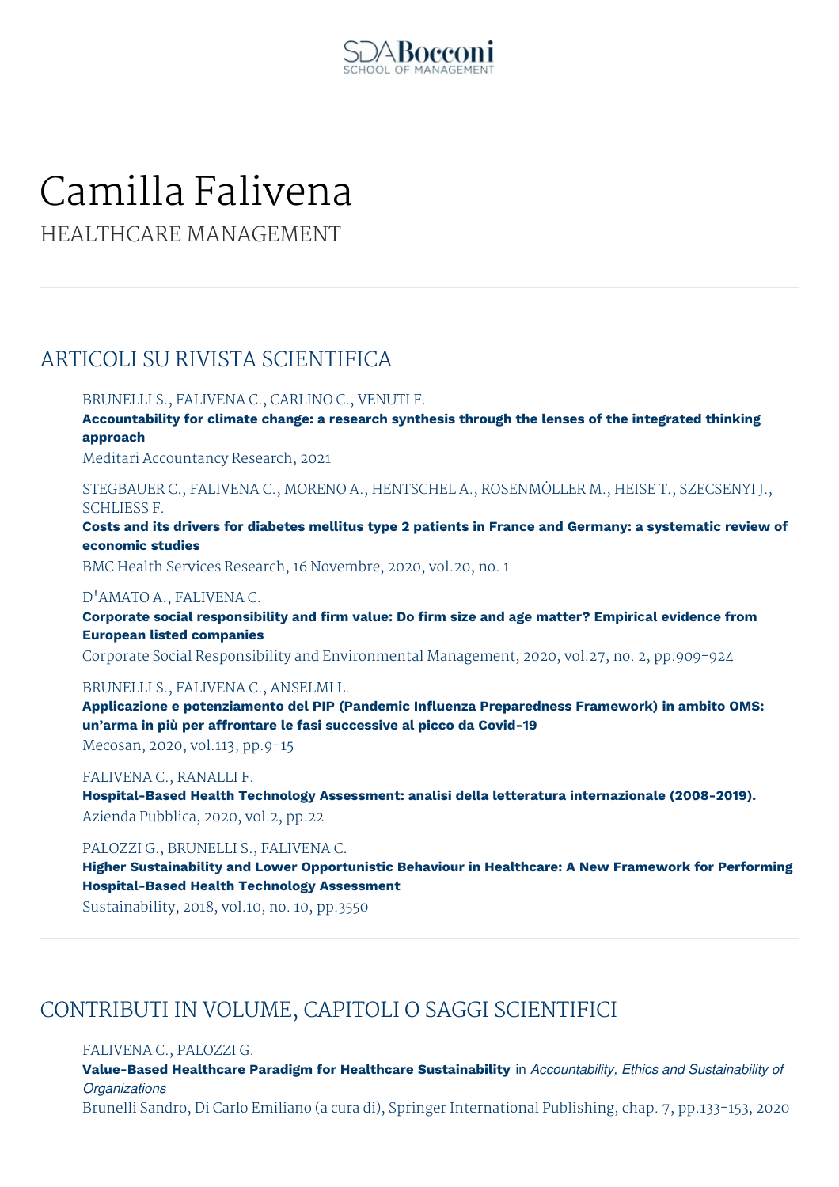# Camilla Falivena

HEALTHCARE MANAGEMENT

## ARTICOLI SU RIVISTA SCIENTIFICA

BRUNELLI S., FALIVENA C., CARLINO C., VENUTI F.
**Accountability for climate change: a research synthesis through the lenses of the integrated thinking approach**
Meditari Accountancy Research, 2021

STEGBAUER C., FALIVENA C., MORENO A., HENTSCHEL A., ROSENMÖLLER M., HEISE T., SZECSENYI J., SCHLIESS F.
**Costs and its drivers for diabetes mellitus type 2 patients in France and Germany: a systematic review of economic studies**
BMC Health Services Research, 16 Novembre, 2020, vol.20, no. 1

D'AMATO A., FALIVENA C.
**Corporate social responsibility and firm value: Do firm size and age matter? Empirical evidence from European listed companies**
Corporate Social Responsibility and Environmental Management, 2020, vol.27, no. 2, pp.909-924

BRUNELLI S., FALIVENA C., ANSELMI L.
**Applicazione e potenziamento del PIP (Pandemic Influenza Preparedness Framework) in ambito OMS: un'arma in più per affrontare le fasi successive al picco da Covid-19**
Mecosan, 2020, vol.113, pp.9-15

FALIVENA C., RANALLI F.
**Hospital-Based Health Technology Assessment: analisi della letteratura internazionale (2008-2019).**
Azienda Pubblica, 2020, vol.2, pp.22

PALOZZI G., BRUNELLI S., FALIVENA C.
**Higher Sustainability and Lower Opportunistic Behaviour in Healthcare: A New Framework for Performing Hospital-Based Health Technology Assessment**
Sustainability, 2018, vol.10, no. 10, pp.3550

## CONTRIBUTI IN VOLUME, CAPITOLI O SAGGI SCIENTIFICI

FALIVENA C., PALOZZI G.
**Value-Based Healthcare Paradigm for Healthcare Sustainability** in *Accountability, Ethics and Sustainability of Organizations*
Brunelli Sandro, Di Carlo Emiliano (a cura di), Springer International Publishing, chap. 7, pp.133-153, 2020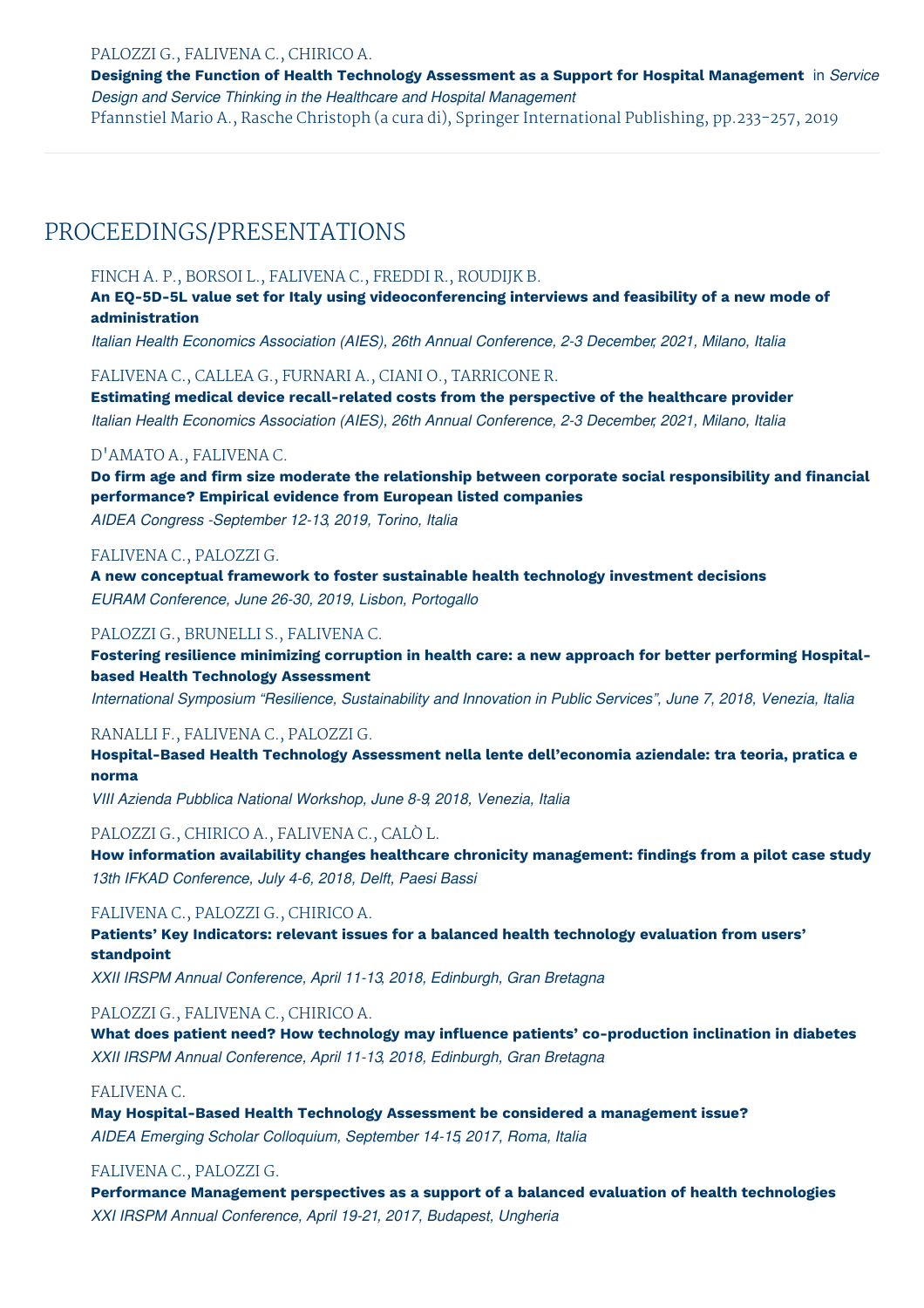PALOZZI G., FALIVENA C., CHIRICO A.

**Designing the Function of Health Technology Assessment as a Support for Hospital Management** in *Service Design and Service Thinking in the Healthcare and Hospital Management*

Pfannstiel Mario A., Rasche Christoph (a cura di), Springer International Publishing, pp.233-257, 2019

---

## PROCEEDINGS/PRESENTATIONS

FINCH A. P., BORSOI L., FALIVENA C., FREDDI R., ROUDIJK B.

**An EQ-5D-5L value set for Italy using videoconferencing interviews and feasibility of a new mode of administration**

*Italian Health Economics Association (AIES), 26th Annual Conference, 2-3 December, 2021, Milano, Italia*

FALIVENA C., CALLEA G., FURNARI A., CIANI O., TARRICONE R.

**Estimating medical device recall-related costs from the perspective of the healthcare provider**

*Italian Health Economics Association (AIES), 26th Annual Conference, 2-3 December, 2021, Milano, Italia*

D'AMATO A., FALIVENA C.

**Do firm age and firm size moderate the relationship between corporate social responsibility and financial performance? Empirical evidence from European listed companies**

*AIDEA Congress -September 12-13, 2019, Torino, Italia*

FALIVENA C., PALOZZI G.

**A new conceptual framework to foster sustainable health technology investment decisions**

*EURAM Conference, June 26-30, 2019, Lisbon, Portogallo*

PALOZZI G., BRUNELLI S., FALIVENA C.

**Fostering resilience minimizing corruption in health care: a new approach for better performing Hospital-based Health Technology Assessment**

*International Symposium "Resilience, Sustainability and Innovation in Public Services", June 7, 2018, Venezia, Italia*

RANALLI F., FALIVENA C., PALOZZI G.

**Hospital-Based Health Technology Assessment nella lente dell'economia aziendale: tra teoria, pratica e norma**

*VIII Azienda Pubblica National Workshop, June 8-9, 2018, Venezia, Italia*

PALOZZI G., CHIRICO A., FALIVENA C., CALÒ L.

**How information availability changes healthcare chronicity management: findings from a pilot case study**

*13th IFKAD Conference, July 4-6, 2018, Delft, Paesi Bassi*

FALIVENA C., PALOZZI G., CHIRICO A.

**Patients' Key Indicators: relevant issues for a balanced health technology evaluation from users' standpoint**

*XXII IRSPM Annual Conference, April 11-13, 2018, Edinburgh, Gran Bretagna*

PALOZZI G., FALIVENA C., CHIRICO A.

**What does patient need? How technology may influence patients' co-production inclination in diabetes**

*XXII IRSPM Annual Conference, April 11-13, 2018, Edinburgh, Gran Bretagna*

FALIVENA C.

**May Hospital-Based Health Technology Assessment be considered a management issue?**

*AIDEA Emerging Scholar Colloquium, September 14-15, 2017, Roma, Italia*

FALIVENA C., PALOZZI G.

**Performance Management perspectives as a support of a balanced evaluation of health technologies**

*XXI IRSPM Annual Conference, April 19-21, 2017, Budapest, Ungheria*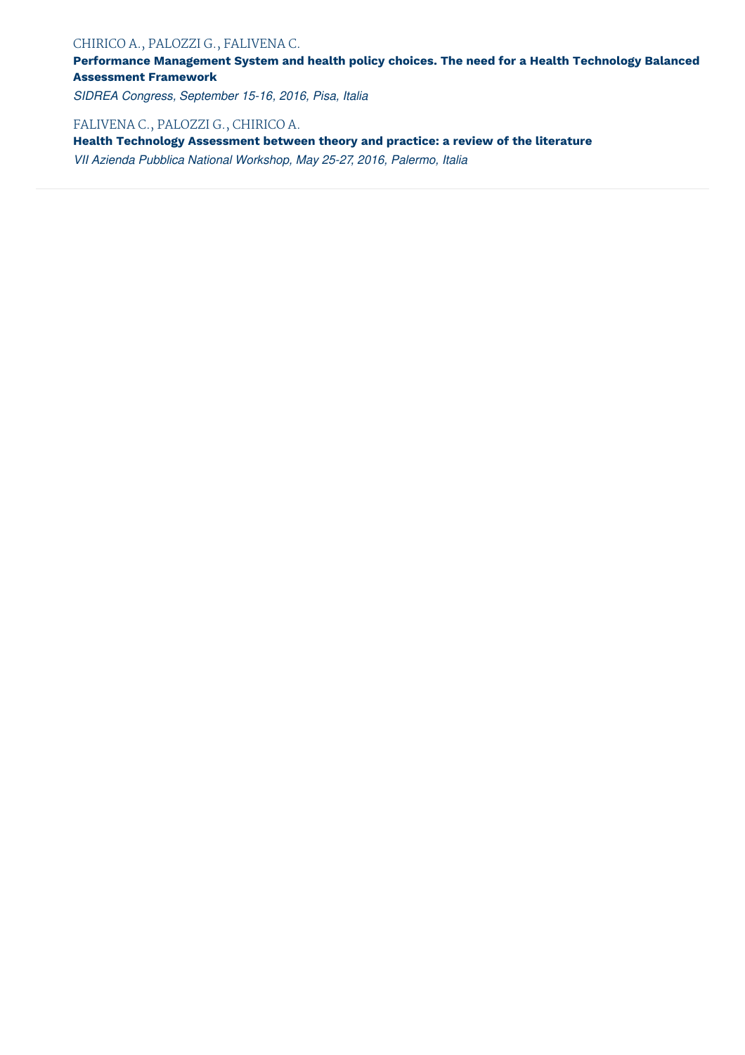CHIRICO A., PALOZZI G., FALIVENA C.

**Performance Management System and health policy choices. The need for a Health Technology Balanced Assessment Framework**

*SIDREA Congress, September 15-16, 2016, Pisa, Italia*

FALIVENA C., PALOZZI G., CHIRICO A.

**Health Technology Assessment between theory and practice: a review of the literature**

*VII Azienda Pubblica National Workshop, May 25-27, 2016, Palermo, Italia*